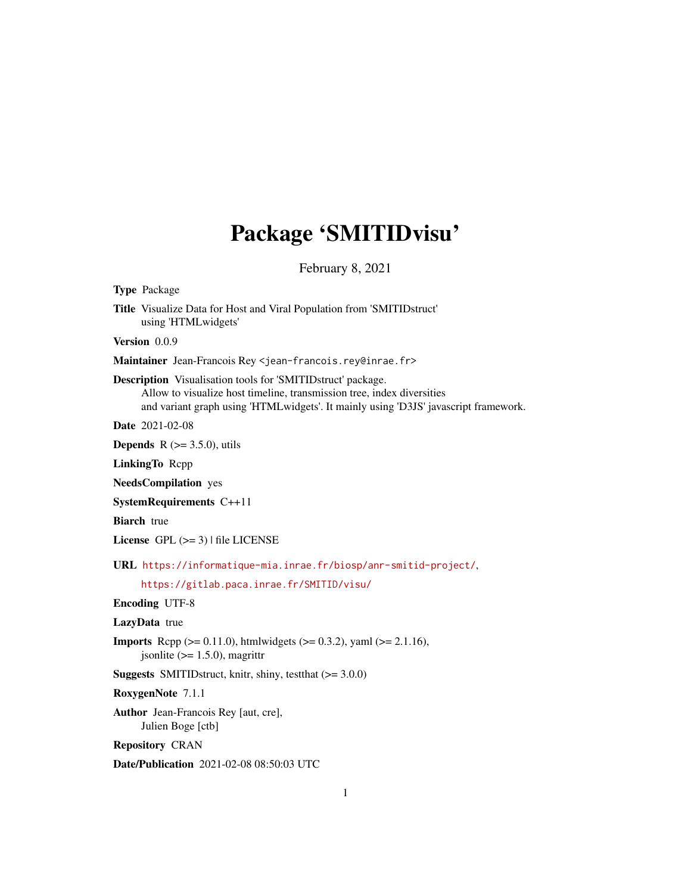# Package 'SMITIDvisu'

February 8, 2021

**Type** Package

**Title** Visualize Data for Host and Viral Population from 'SMITIDstruct' using 'HTMLwidgets'

**Version** 0.0.9

**Maintainer** Jean-Francois Rey <jean-francois.rey@inrae.fr>

**Description** Visualisation tools for 'SMITIDstruct' package.
Allow to visualize host timeline, transmission tree, index diversities and variant graph using 'HTMLwidgets'. It mainly using 'D3JS' javascript framework.

**Date** 2021-02-08

**Depends** R (>= 3.5.0), utils

**LinkingTo** Rcpp

**NeedsCompilation** yes

**SystemRequirements** C++11

**Biarch** true

**License** GPL (>= 3) | file LICENSE

**URL** https://informatique-mia.inrae.fr/biosp/anr-smitid-project/,
https://gitlab.paca.inrae.fr/SMITID/visu/

**Encoding** UTF-8

**LazyData** true

**Imports** Rcpp (>= 0.11.0), htmlwidgets (>= 0.3.2), yaml (>= 2.1.16), jsonlite (>= 1.5.0), magrittr

**Suggests** SMITIDstruct, knitr, shiny, testthat (>= 3.0.0)

**RoxygenNote** 7.1.1

**Author** Jean-Francois Rey [aut, cre],
Julien Boge [ctb]

**Repository** CRAN

**Date/Publication** 2021-02-08 08:50:03 UTC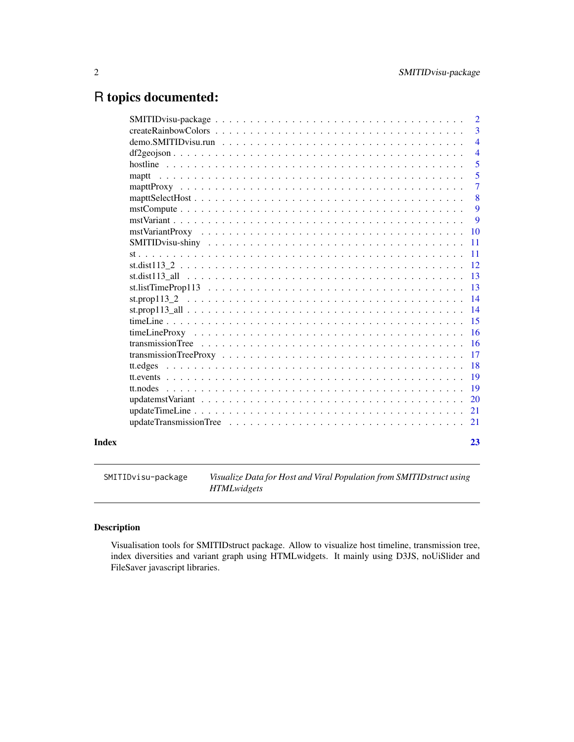# R topics documented:

| | |
|---|---|
| SMITIDvisu-package | 2 |
| createRainbowColors | 3 |
| demo.SMITIDvisu.run | 4 |
| df2geojson | 4 |
| hostline | 5 |
| maptt | 5 |
| mapttProxy | 7 |
| mapttSelectHost | 8 |
| mstCompute | 9 |
| mstVariant | 9 |
| mstVariantProxy | 10 |
| SMITIDvisu-shiny | 11 |
| st | 11 |
| st.dist113_2 | 12 |
| st.dist113_all | 13 |
| st.listTimeProp113 | 13 |
| st.prop113_2 | 14 |
| st.prop113_all | 14 |
| timeLine | 15 |
| timeLineProxy | 16 |
| transmissionTree | 16 |
| transmissionTreeProxy | 17 |
| tt.edges | 18 |
| tt.events | 19 |
| tt.nodes | 19 |
| updatemstVariant | 20 |
| updateTimeLine | 21 |
| updateTransmissionTree | 21 |
| **Index** | **23** |

---

`SMITIDvisu-package` *Visualize Data for Host and Viral Population from SMITIDstruct using HTMLwidgets*

---

## Description

Visualisation tools for SMITIDstruct package. Allow to visualize host timeline, transmission tree, index diversities and variant graph using HTMLwidgets. It mainly using D3JS, noUiSlider and FileSaver javascript libraries.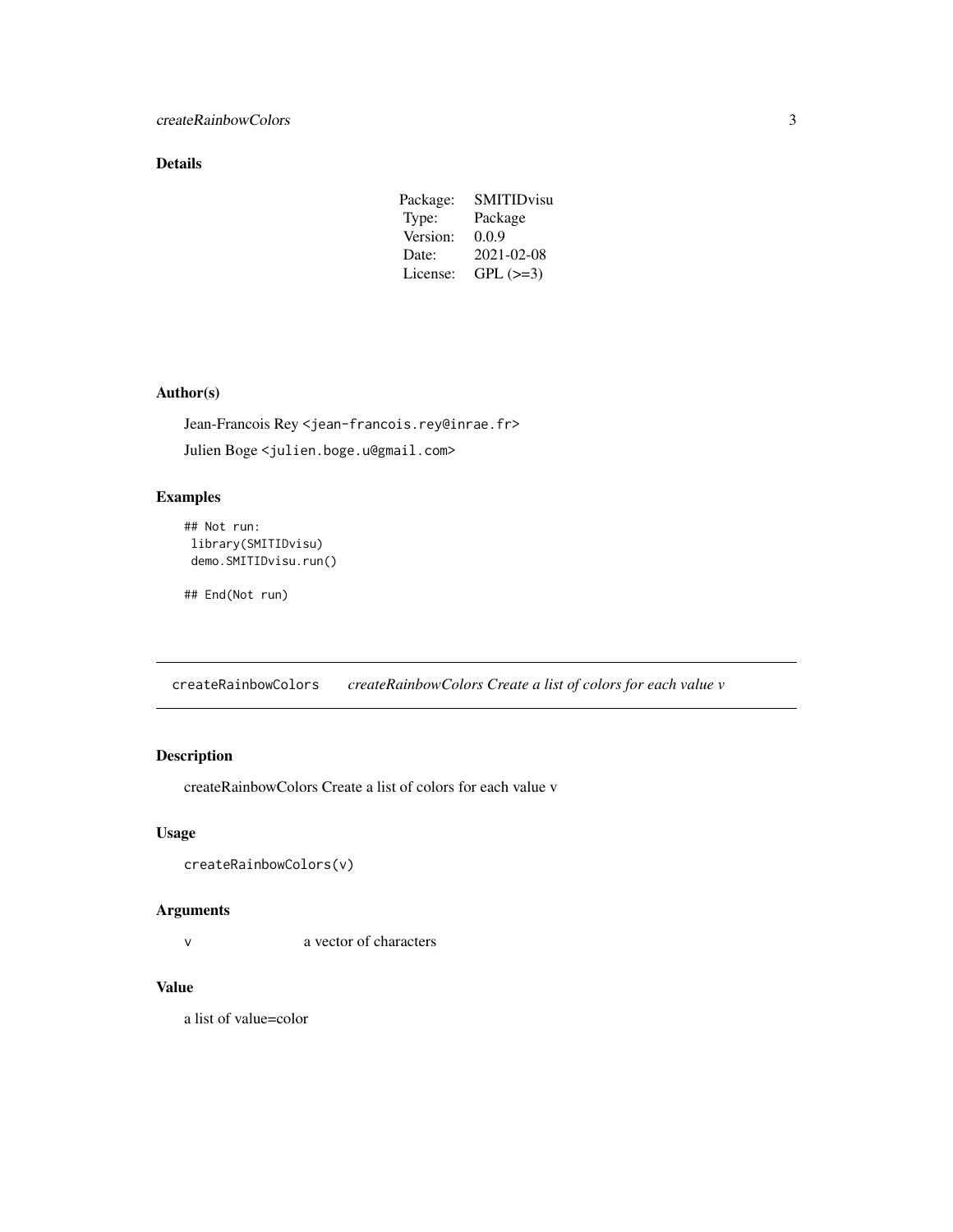## Details

| Package: | SMITIDvisu |
|---|---|
| Type: | Package |
| Version: | 0.0.9 |
| Date: | 2021-02-08 |
| License: | GPL (>=3) |

## Author(s)

Jean-Francois Rey <jean-francois.rey@inrae.fr>

Julien Boge <julien.boge.u@gmail.com>

## Examples

```
## Not run:
 library(SMITIDvisu)
 demo.SMITIDvisu.run()

## End(Not run)
```

---

# createRainbowColors *createRainbowColors Create a list of colors for each value v*

---

## Description

createRainbowColors Create a list of colors for each value v

## Usage

```
createRainbowColors(v)
```

## Arguments

| | |
|---|---|
| v | a vector of characters |

## Value

a list of value=color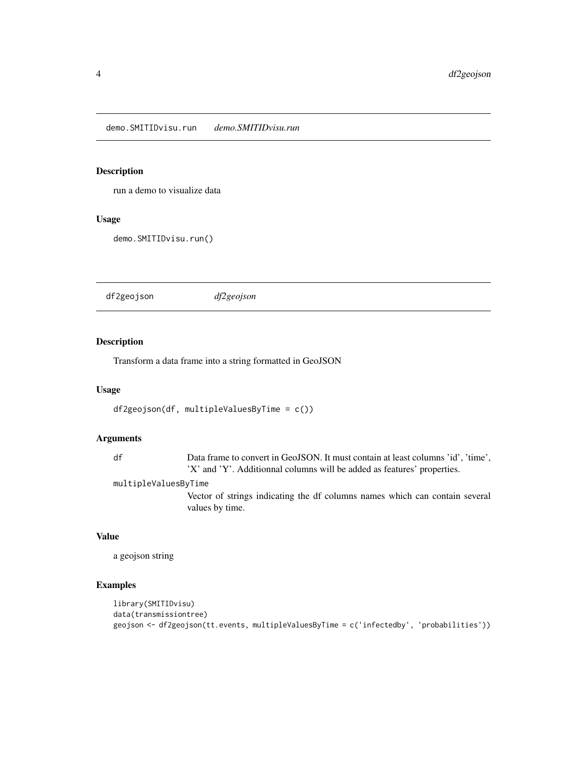## demo.SMITIDvisu.run *demo.SMITIDvisu.run*

### Description

run a demo to visualize data

### Usage

```
demo.SMITIDvisu.run()
```

## df2geojson *df2geojson*

### Description

Transform a data frame into a string formatted in GeoJSON

### Usage

```
df2geojson(df, multipleValuesByTime = c())
```

### Arguments

| | |
|---|---|
| df | Data frame to convert in GeoJSON. It must contain at least columns 'id', 'time', 'X' and 'Y'. Additionnal columns will be added as features' properties. |
| multipleValuesByTime | Vector of strings indicating the df columns names which can contain several values by time. |

### Value

a geojson string

### Examples

```
library(SMITIDvisu)
data(transmissiontree)
geojson <- df2geojson(tt.events, multipleValuesByTime = c('infectedby', 'probabilities'))
```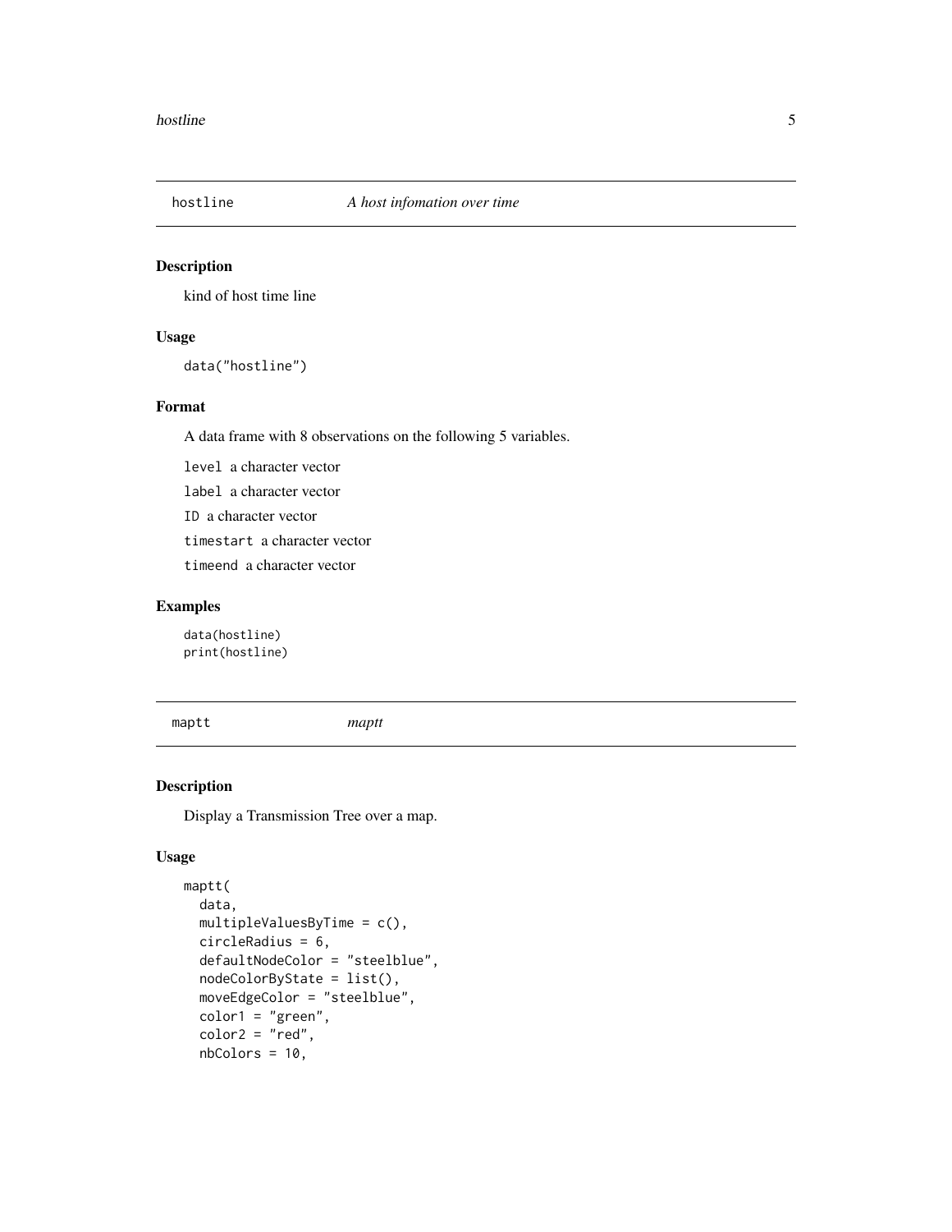## hostline — *A host infomation over time*

### Description

kind of host time line

### Usage

```
data("hostline")
```

### Format

A data frame with 8 observations on the following 5 variables.

`level` a character vector

`label` a character vector

`ID` a character vector

`timestart` a character vector

`timeend` a character vector

### Examples

```
data(hostline)
print(hostline)
```

## maptt — *maptt*

### Description

Display a Transmission Tree over a map.

### Usage

```
maptt(
  data,
  multipleValuesByTime = c(),
  circleRadius = 6,
  defaultNodeColor = "steelblue",
  nodeColorByState = list(),
  moveEdgeColor = "steelblue",
  color1 = "green",
  color2 = "red",
  nbColors = 10,
```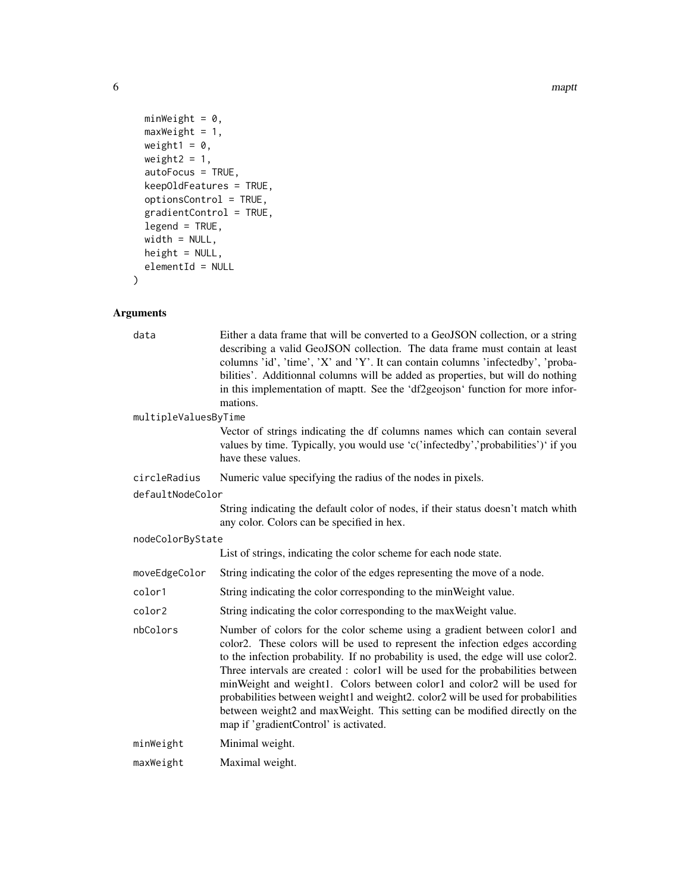```
  minWeight = 0,
  maxWeight = 1,
  weight1 = 0,
  weight2 = 1,
  autoFocus = TRUE,
  keepOldFeatures = TRUE,
  optionsControl = TRUE,
  gradientControl = TRUE,
  legend = TRUE,
  width = NULL,
  height = NULL,
  elementId = NULL
)
```

## Arguments

`data` Either a data frame that will be converted to a GeoJSON collection, or a string describing a valid GeoJSON collection. The data frame must contain at least columns 'id', 'time', 'X' and 'Y'. It can contain columns 'infectedby', 'probabilities'. Additionnal columns will be added as properties, but will do nothing in this implementation of maptt. See the 'df2geojson' function for more informations.

`multipleValuesByTime` Vector of strings indicating the df columns names which can contain several values by time. Typically, you would use 'c('infectedby','probabilities')' if you have these values.

`circleRadius` Numeric value specifying the radius of the nodes in pixels.

`defaultNodeColor` String indicating the default color of nodes, if their status doesn't match whith any color. Colors can be specified in hex.

`nodeColorByState` List of strings, indicating the color scheme for each node state.

`moveEdgeColor` String indicating the color of the edges representing the move of a node.

`color1` String indicating the color corresponding to the minWeight value.

`color2` String indicating the color corresponding to the maxWeight value.

`nbColors` Number of colors for the color scheme using a gradient between color1 and color2. These colors will be used to represent the infection edges according to the infection probability. If no probability is used, the edge will use color2. Three intervals are created : color1 will be used for the probabilities between minWeight and weight1. Colors between color1 and color2 will be used for probabilities between weight1 and weight2. color2 will be used for probabilities between weight2 and maxWeight. This setting can be modified directly on the map if 'gradientControl' is activated.

`minWeight` Minimal weight.

`maxWeight` Maximal weight.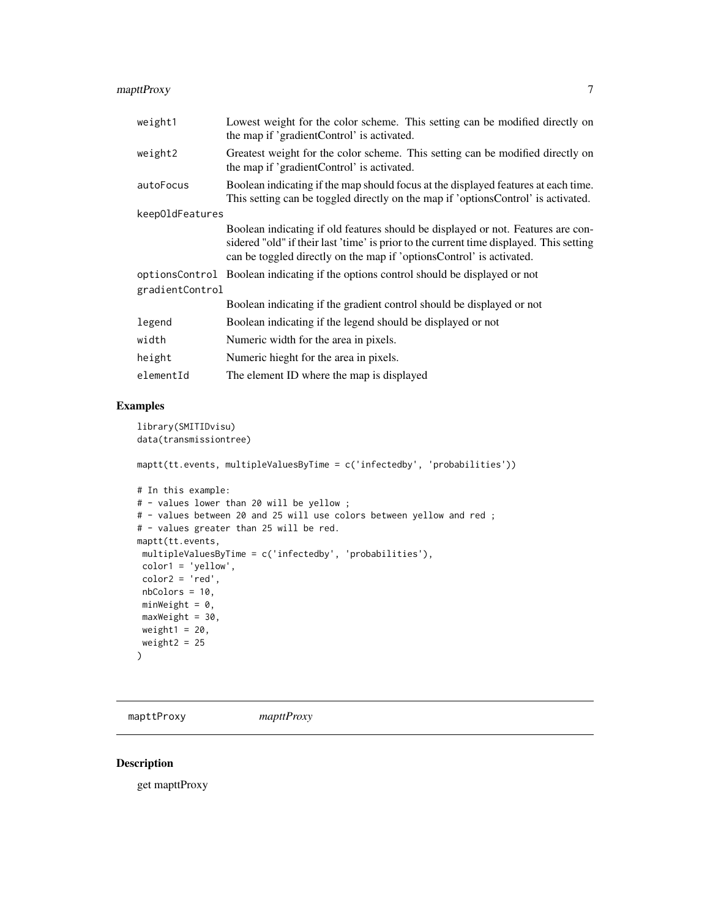| | |
|---|---|
| weight1 | Lowest weight for the color scheme. This setting can be modified directly on the map if 'gradientControl' is activated. |
| weight2 | Greatest weight for the color scheme. This setting can be modified directly on the map if 'gradientControl' is activated. |
| autoFocus | Boolean indicating if the map should focus at the displayed features at each time. This setting can be toggled directly on the map if 'optionsControl' is activated. |
| keepOldFeatures | Boolean indicating if old features should be displayed or not. Features are considered "old" if their last 'time' is prior to the current time displayed. This setting can be toggled directly on the map if 'optionsControl' is activated. |
| optionsControl | Boolean indicating if the options control should be displayed or not |
| gradientControl | Boolean indicating if the gradient control should be displayed or not |
| legend | Boolean indicating if the legend should be displayed or not |
| width | Numeric width for the area in pixels. |
| height | Numeric hieght for the area in pixels. |
| elementId | The element ID where the map is displayed |

## Examples

```
library(SMITIDvisu)
data(transmissiontree)

maptt(tt.events, multipleValuesByTime = c('infectedby', 'probabilities'))

# In this example:
# - values lower than 20 will be yellow ;
# - values between 20 and 25 will use colors between yellow and red ;
# - values greater than 25 will be red.
maptt(tt.events,
 multipleValuesByTime = c('infectedby', 'probabilities'),
 color1 = 'yellow',
 color2 = 'red',
 nbColors = 10,
 minWeight = 0,
 maxWeight = 30,
 weight1 = 20,
 weight2 = 25
)
```

---

# mapttProxy    *mapttProxy*

## Description

get mapttProxy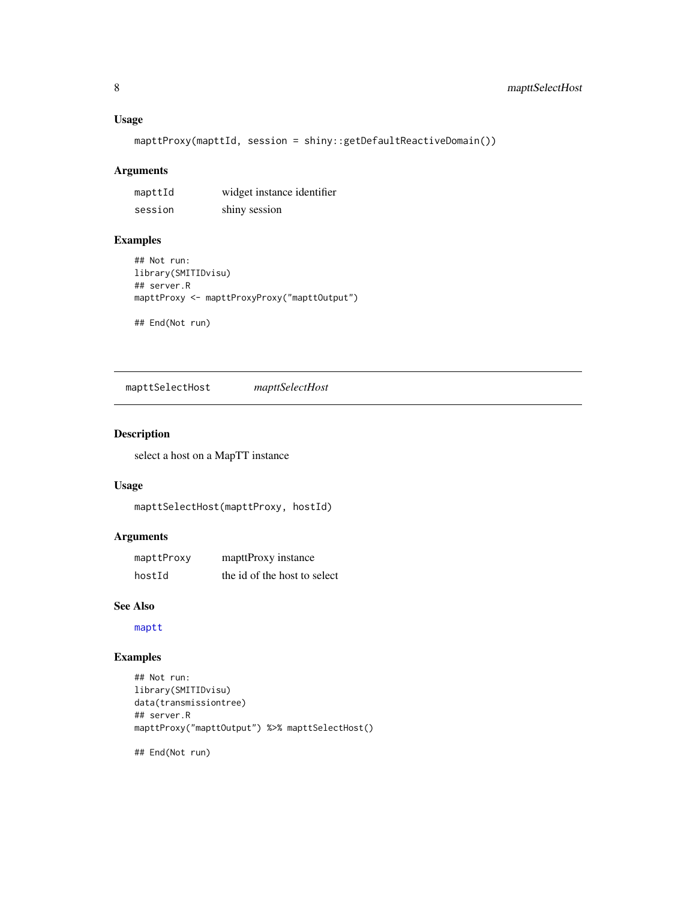### Usage

```
mapttProxy(mapttId, session = shiny::getDefaultReactiveDomain())
```

### Arguments

| | |
|---|---|
| mapttId | widget instance identifier |
| session | shiny session |

### Examples

```
## Not run:
library(SMITIDvisu)
## server.R
mapttProxy <- mapttProxyProxy("mapttOutput")

## End(Not run)
```

---

## mapttSelectHost *mapttSelectHost*

### Description

select a host on a MapTT instance

### Usage

```
mapttSelectHost(mapttProxy, hostId)
```

### Arguments

| | |
|---|---|
| mapttProxy | mapttProxy instance |
| hostId | the id of the host to select |

### See Also

maptt

### Examples

```
## Not run:
library(SMITIDvisu)
data(transmissiontree)
## server.R
mapttProxy("mapttOutput") %>% mapttSelectHost()

## End(Not run)
```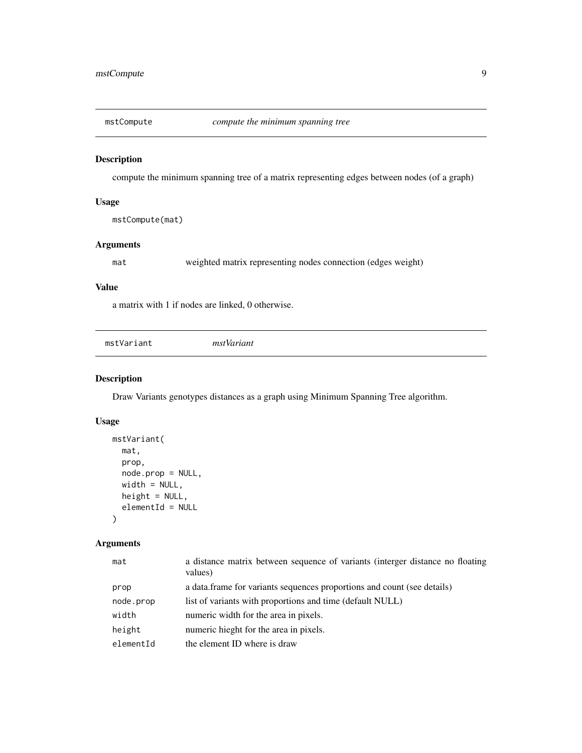## mstCompute — *compute the minimum spanning tree*

### Description

compute the minimum spanning tree of a matrix representing edges between nodes (of a graph)

### Usage

```
mstCompute(mat)
```

### Arguments

| | |
|---|---|
| mat | weighted matrix representing nodes connection (edges weight) |

### Value

a matrix with 1 if nodes are linked, 0 otherwise.

## mstVariant — *mstVariant*

### Description

Draw Variants genotypes distances as a graph using Minimum Spanning Tree algorithm.

### Usage

```
mstVariant(
  mat,
  prop,
  node.prop = NULL,
  width = NULL,
  height = NULL,
  elementId = NULL
)
```

### Arguments

| | |
|---|---|
| mat | a distance matrix between sequence of variants (interger distance no floating values) |
| prop | a data.frame for variants sequences proportions and count (see details) |
| node.prop | list of variants with proportions and time (default NULL) |
| width | numeric width for the area in pixels. |
| height | numeric hieght for the area in pixels. |
| elementId | the element ID where is draw |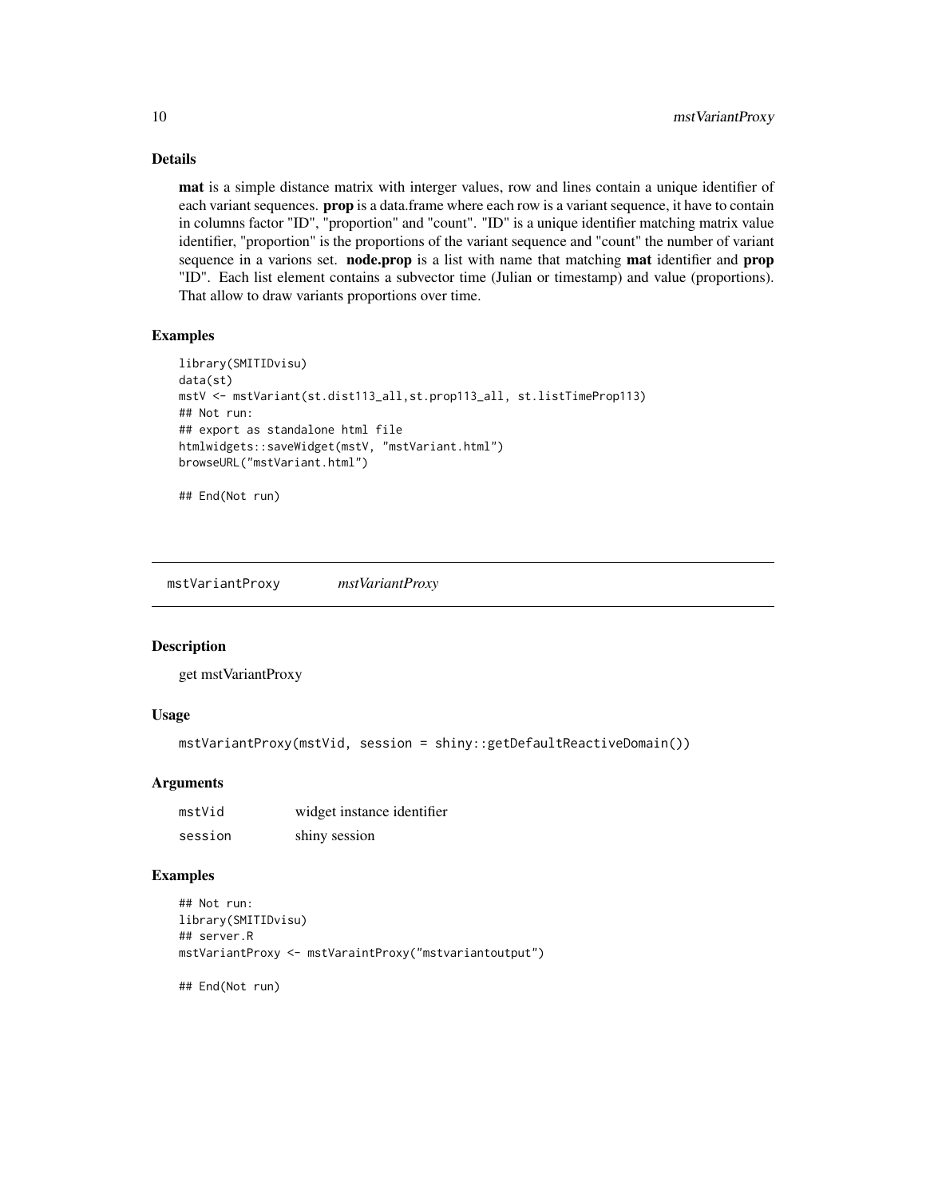### Details

**mat** is a simple distance matrix with interger values, row and lines contain a unique identifier of each variant sequences. **prop** is a data.frame where each row is a variant sequence, it have to contain in columns factor "ID", "proportion" and "count". "ID" is a unique identifier matching matrix value identifier, "proportion" is the proportions of the variant sequence and "count" the number of variant sequence in a varions set. **node.prop** is a list with name that matching **mat** identifier and **prop** "ID". Each list element contains a subvector time (Julian or timestamp) and value (proportions). That allow to draw variants proportions over time.

### Examples

```
library(SMITIDvisu)
data(st)
mstV <- mstVariant(st.dist113_all,st.prop113_all, st.listTimeProp113)
## Not run:
## export as standalone html file
htmlwidgets::saveWidget(mstV, "mstVariant.html")
browseURL("mstVariant.html")

## End(Not run)
```

## mstVariantProxy *mstVariantProxy*

### Description

get mstVariantProxy

### Usage

```
mstVariantProxy(mstVid, session = shiny::getDefaultReactiveDomain())
```

### Arguments

| | |
|---|---|
| mstVid | widget instance identifier |
| session | shiny session |

### Examples

```
## Not run:
library(SMITIDvisu)
## server.R
mstVariantProxy <- mstVaraintProxy("mstvariantoutput")

## End(Not run)
```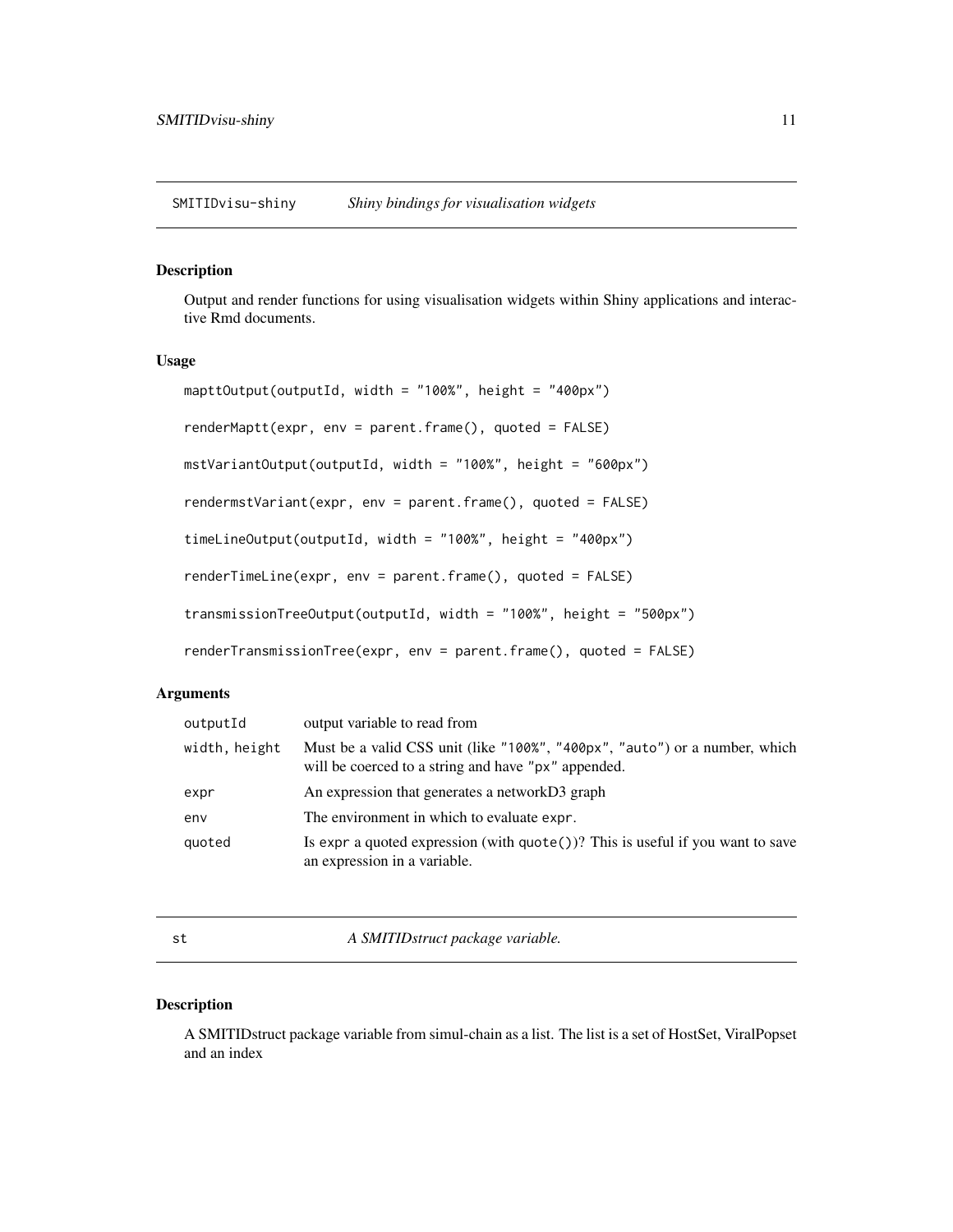## SMITIDvisu-shiny *Shiny bindings for visualisation widgets*

### Description

Output and render functions for using visualisation widgets within Shiny applications and interactive Rmd documents.

### Usage

```
mapttOutput(outputId, width = "100%", height = "400px")

renderMaptt(expr, env = parent.frame(), quoted = FALSE)

mstVariantOutput(outputId, width = "100%", height = "600px")

rendermstVariant(expr, env = parent.frame(), quoted = FALSE)

timeLineOutput(outputId, width = "100%", height = "400px")

renderTimeLine(expr, env = parent.frame(), quoted = FALSE)

transmissionTreeOutput(outputId, width = "100%", height = "500px")

renderTransmissionTree(expr, env = parent.frame(), quoted = FALSE)
```

### Arguments

| | |
|---|---|
| `outputId` | output variable to read from |
| `width, height` | Must be a valid CSS unit (like `"100%"`, `"400px"`, `"auto"`) or a number, which will be coerced to a string and have `"px"` appended. |
| `expr` | An expression that generates a networkD3 graph |
| `env` | The environment in which to evaluate `expr`. |
| `quoted` | Is `expr` a quoted expression (with `quote()`)? This is useful if you want to save an expression in a variable. |

## st *A SMITIDstruct package variable.*

### Description

A SMITIDstruct package variable from simul-chain as a list. The list is a set of HostSet, ViralPopset and an index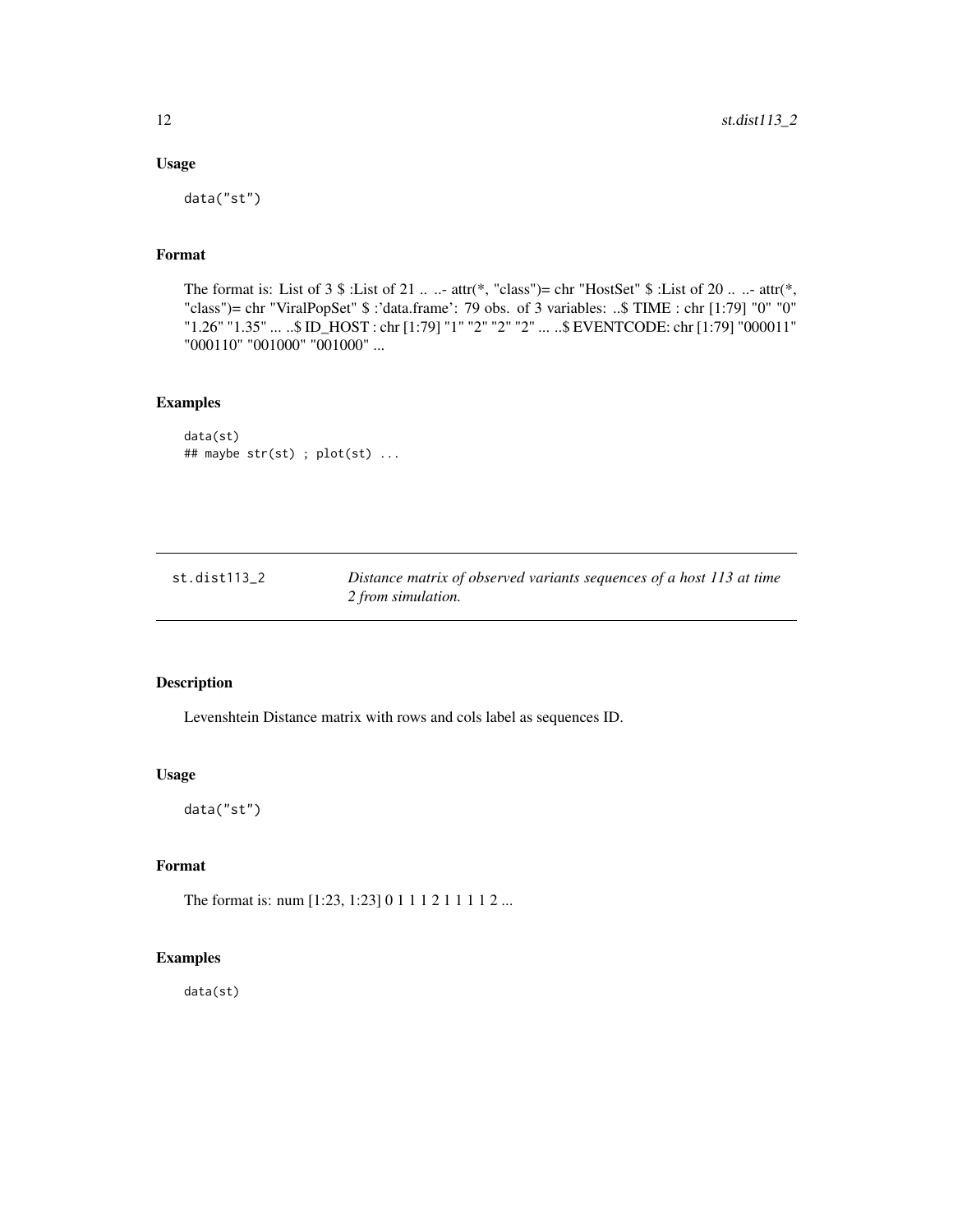## Usage

```
data("st")
```

## Format

The format is: List of 3 $ :List of 21 .. ..- attr(*, "class")= chr "HostSet" $ :List of 20 .. ..- attr(*, "class")= chr "ViralPopSet" $ :'data.frame': 79 obs. of 3 variables: ..$ TIME : chr [1:79] "0" "0" "1.26" "1.35" ... ..$ ID_HOST : chr [1:79] "1" "2" "2" "2" ... ..$ EVENTCODE: chr [1:79] "000011" "000110" "001000" "001000" ...

## Examples

```
data(st)
## maybe str(st) ; plot(st) ...
```

---

# st.dist113_2 — *Distance matrix of observed variants sequences of a host 113 at time 2 from simulation.*

---

## Description

Levenshtein Distance matrix with rows and cols label as sequences ID.

## Usage

```
data("st")
```

## Format

The format is: num [1:23, 1:23] 0 1 1 1 2 1 1 1 1 2 ...

## Examples

```
data(st)
```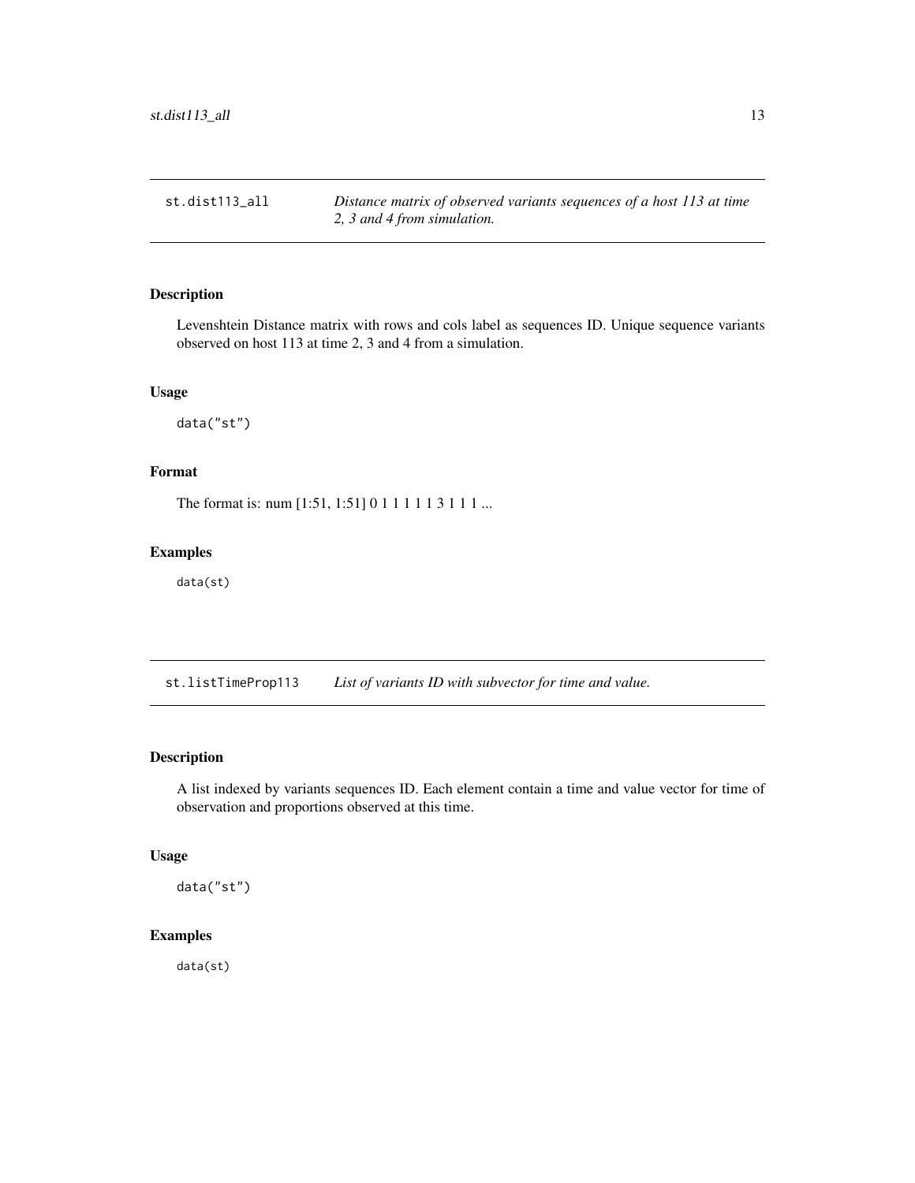## st.dist113_all — *Distance matrix of observed variants sequences of a host 113 at time 2, 3 and 4 from simulation.*

### Description

Levenshtein Distance matrix with rows and cols label as sequences ID. Unique sequence variants observed on host 113 at time 2, 3 and 4 from a simulation.

### Usage

```
data("st")
```

### Format

The format is: num [1:51, 1:51] 0 1 1 1 1 1 3 1 1 1 ...

### Examples

```
data(st)
```

## st.listTimeProp113 — *List of variants ID with subvector for time and value.*

### Description

A list indexed by variants sequences ID. Each element contain a time and value vector for time of observation and proportions observed at this time.

### Usage

```
data("st")
```

### Examples

```
data(st)
```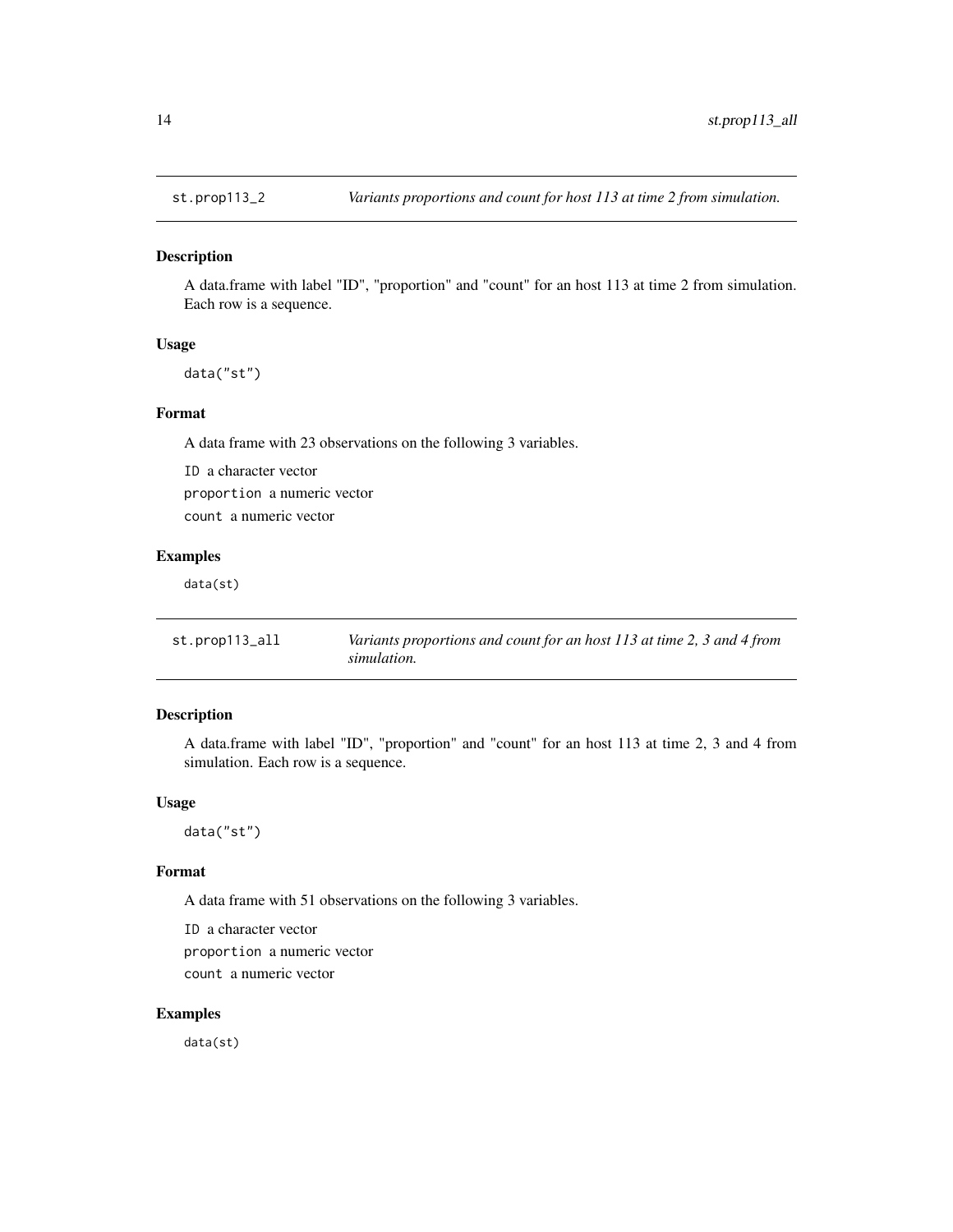## st.prop113_2 *Variants proportions and count for host 113 at time 2 from simulation.*

### Description

A data.frame with label "ID", "proportion" and "count" for an host 113 at time 2 from simulation. Each row is a sequence.

### Usage

```
data("st")
```

### Format

A data frame with 23 observations on the following 3 variables.

`ID` a character vector

`proportion` a numeric vector

`count` a numeric vector

### Examples

```
data(st)
```

## st.prop113_all *Variants proportions and count for an host 113 at time 2, 3 and 4 from simulation.*

### Description

A data.frame with label "ID", "proportion" and "count" for an host 113 at time 2, 3 and 4 from simulation. Each row is a sequence.

### Usage

```
data("st")
```

### Format

A data frame with 51 observations on the following 3 variables.

`ID` a character vector

`proportion` a numeric vector

`count` a numeric vector

### Examples

```
data(st)
```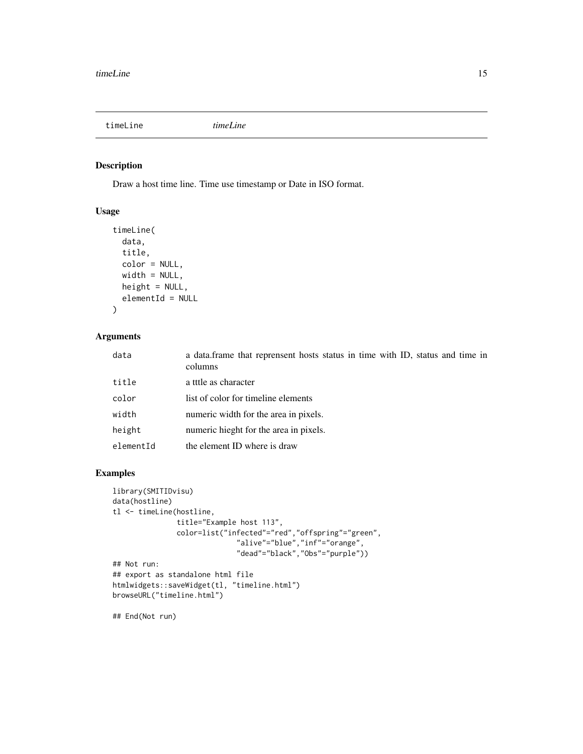timeLine *timeLine*

## Description

Draw a host time line. Time use timestamp or Date in ISO format.

## Usage

```
timeLine(
  data,
  title,
  color = NULL,
  width = NULL,
  height = NULL,
  elementId = NULL
)
```

## Arguments

| | |
|---|---|
| data | a data.frame that reprensent hosts status in time with ID, status and time in columns |
| title | a tttle as character |
| color | list of color for timeline elements |
| width | numeric width for the area in pixels. |
| height | numeric hieght for the area in pixels. |
| elementId | the element ID where is draw |

## Examples

```
library(SMITIDvisu)
data(hostline)
tl <- timeLine(hostline,
              title="Example host 113",
              color=list("infected"="red","offspring"="green",
                         "alive"="blue","inf"="orange",
                         "dead"="black","Obs"="purple"))
## Not run:
## export as standalone html file
htmlwidgets::saveWidget(tl, "timeline.html")
browseURL("timeline.html")

## End(Not run)
```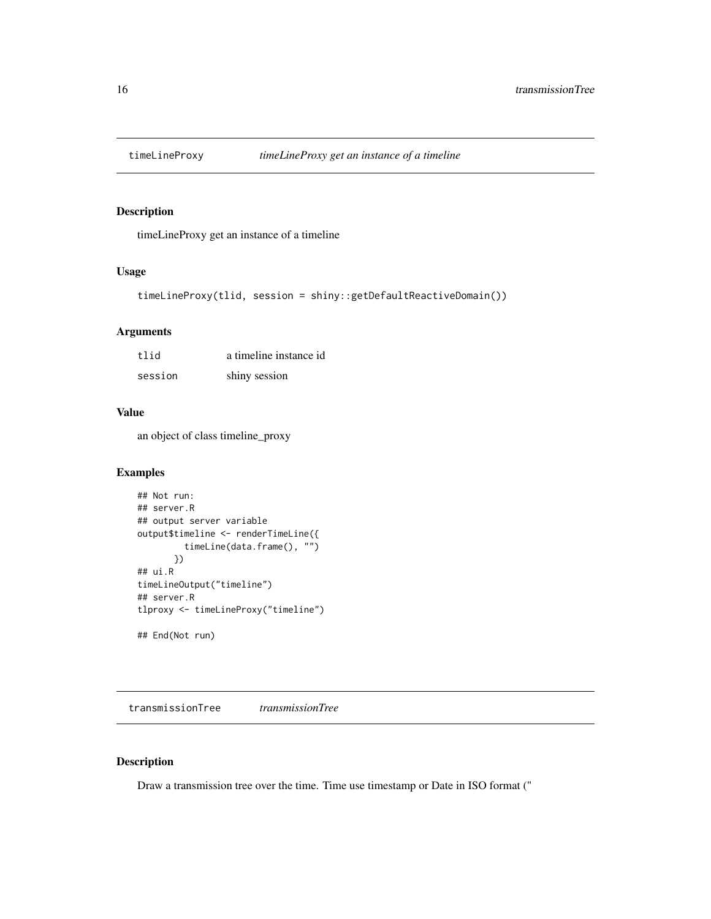## timeLineProxy — *timeLineProxy get an instance of a timeline*

### Description

timeLineProxy get an instance of a timeline

### Usage

```
timeLineProxy(tlid, session = shiny::getDefaultReactiveDomain())
```

### Arguments

| | |
|---|---|
| tlid | a timeline instance id |
| session | shiny session |

### Value

an object of class timeline_proxy

### Examples

```
## Not run:
## server.R
## output server variable
output$timeline <- renderTimeLine({
        timeLine(data.frame(), "")
      })
## ui.R
timeLineOutput("timeline")
## server.R
tlproxy <- timeLineProxy("timeline")

## End(Not run)
```

## transmissionTree — *transmissionTree*

### Description

Draw a transmission tree over the time. Time use timestamp or Date in ISO format ("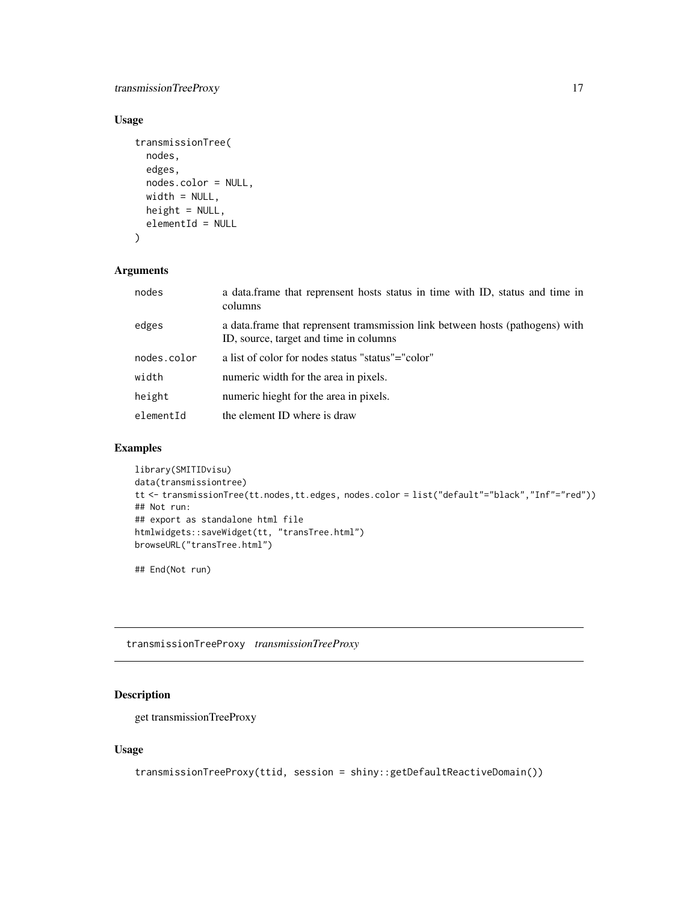### Usage

```
transmissionTree(
  nodes,
  edges,
  nodes.color = NULL,
  width = NULL,
  height = NULL,
  elementId = NULL
)
```

### Arguments

| | |
|---|---|
| nodes | a data.frame that reprensent hosts status in time with ID, status and time in columns |
| edges | a data.frame that reprensent tramsmission link between hosts (pathogens) with ID, source, target and time in columns |
| nodes.color | a list of color for nodes status "status"="color" |
| width | numeric width for the area in pixels. |
| height | numeric hieght for the area in pixels. |
| elementId | the element ID where is draw |

### Examples

```
library(SMITIDvisu)
data(transmissiontree)
tt <- transmissionTree(tt.nodes,tt.edges, nodes.color = list("default"="black","Inf"="red"))
## Not run:
## export as standalone html file
htmlwidgets::saveWidget(tt, "transTree.html")
browseURL("transTree.html")

## End(Not run)
```

---

## transmissionTreeProxy *transmissionTreeProxy*

### Description

get transmissionTreeProxy

### Usage

```
transmissionTreeProxy(ttid, session = shiny::getDefaultReactiveDomain())
```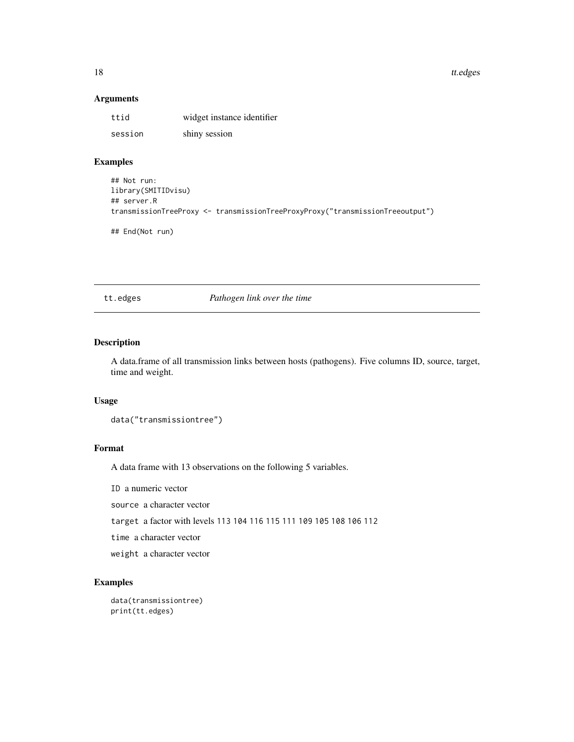## Arguments

| | |
|---|---|
| `ttid` | widget instance identifier |
| `session` | shiny session |

## Examples

```
## Not run:
library(SMITIDvisu)
## server.R
transmissionTreeProxy <- transmissionTreeProxyProxy("transmissionTreeoutput")

## End(Not run)
```

---

# tt.edges *Pathogen link over the time*

## Description

A data.frame of all transmission links between hosts (pathogens). Five columns ID, source, target, time and weight.

## Usage

```
data("transmissiontree")
```

## Format

A data frame with 13 observations on the following 5 variables.

`ID` a numeric vector

`source` a character vector

`target` a factor with levels `113 104 116 115 111 109 105 108 106 112`

`time` a character vector

`weight` a character vector

## Examples

```
data(transmissiontree)
print(tt.edges)
```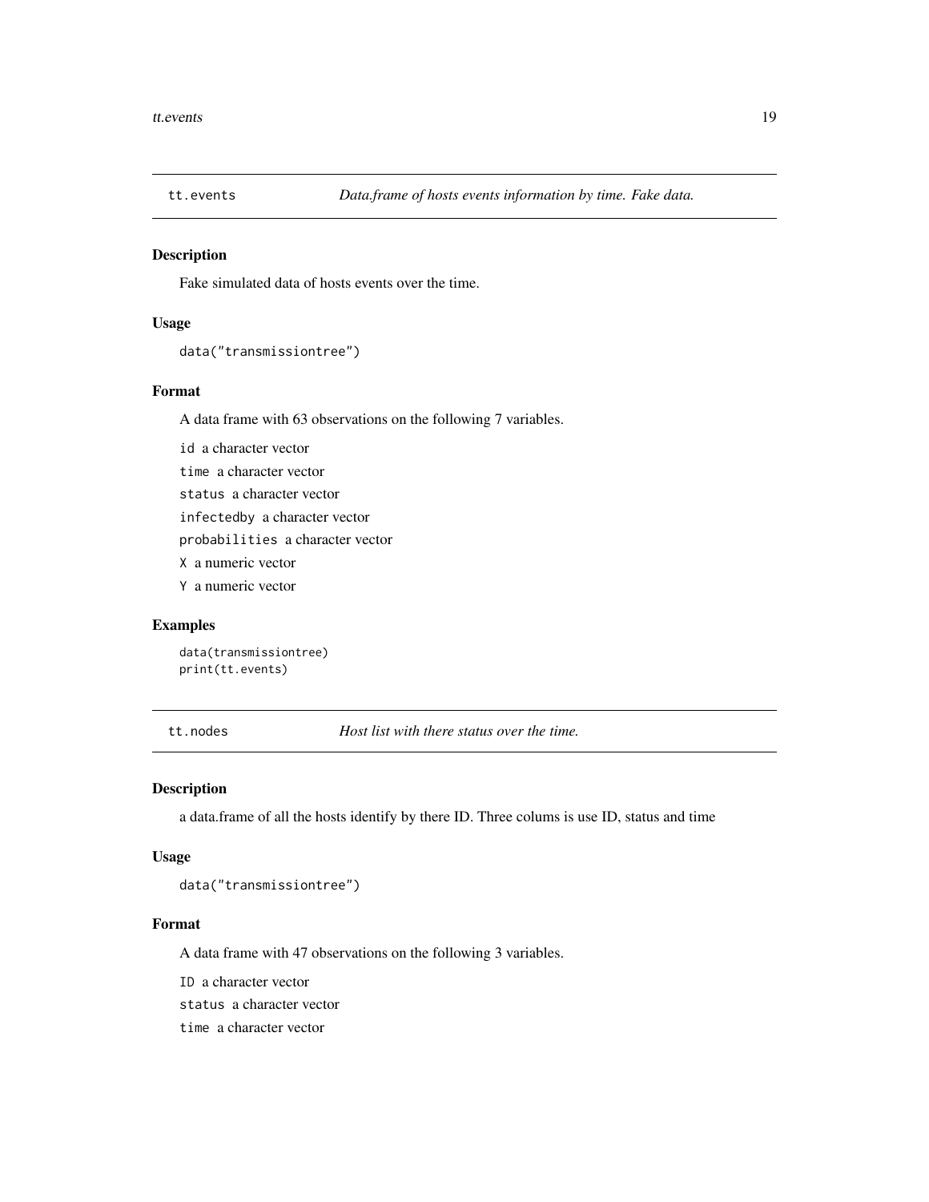## tt.events — *Data.frame of hosts events information by time. Fake data.*

### Description

Fake simulated data of hosts events over the time.

### Usage

```
data("transmissiontree")
```

### Format

A data frame with 63 observations on the following 7 variables.

`id` a character vector

`time` a character vector

`status` a character vector

`infectedby` a character vector

`probabilities` a character vector

`X` a numeric vector

`Y` a numeric vector

### Examples

```
data(transmissiontree)
print(tt.events)
```

## tt.nodes — *Host list with there status over the time.*

### Description

a data.frame of all the hosts identify by there ID. Three colums is use ID, status and time

### Usage

```
data("transmissiontree")
```

### Format

A data frame with 47 observations on the following 3 variables.

`ID` a character vector

`status` a character vector

`time` a character vector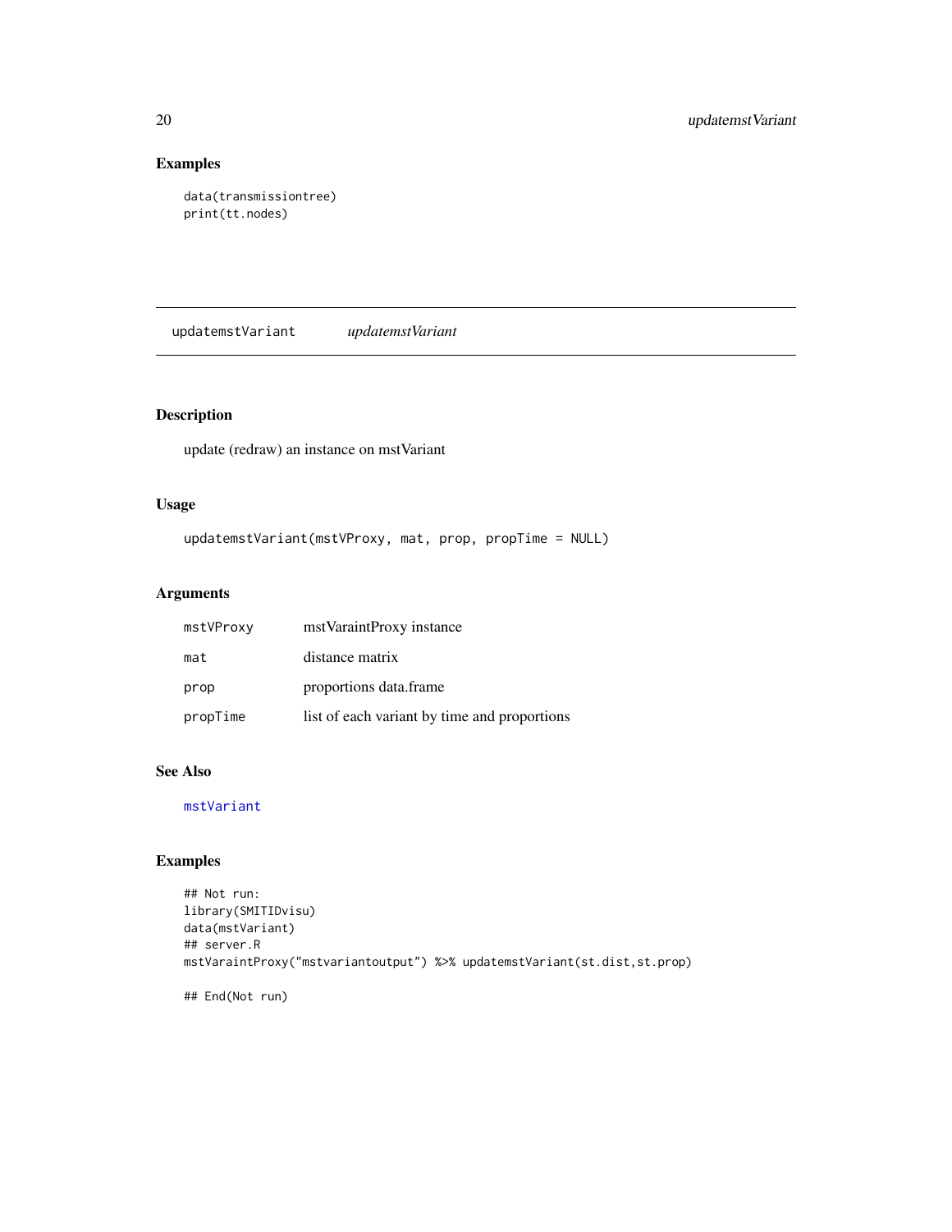## Examples

```
data(transmissiontree)
print(tt.nodes)
```

---

# updatemstVariant *updatemstVariant*

---

## Description

update (redraw) an instance on mstVariant

## Usage

```
updatemstVariant(mstVProxy, mat, prop, propTime = NULL)
```

## Arguments

| | |
|---|---|
| mstVProxy | mstVaraintProxy instance |
| mat | distance matrix |
| prop | proportions data.frame |
| propTime | list of each variant by time and proportions |

## See Also

mstVariant

## Examples

```
## Not run:
library(SMITIDvisu)
data(mstVariant)
## server.R
mstVaraintProxy("mstvariantoutput") %>% updatemstVariant(st.dist,st.prop)

## End(Not run)
```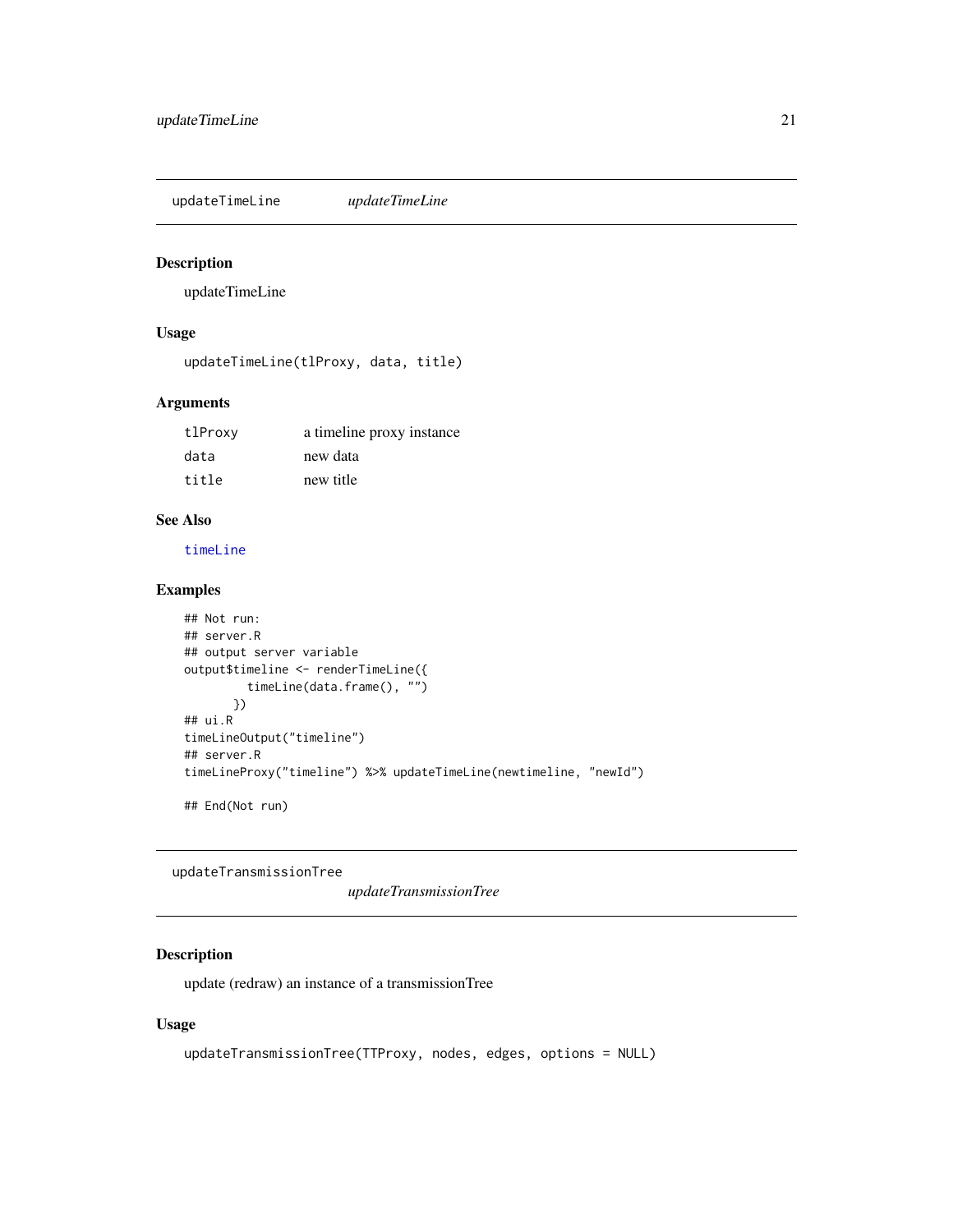## updateTimeLine *updateTimeLine*

### Description

updateTimeLine

### Usage

```
updateTimeLine(tlProxy, data, title)
```

### Arguments

| | |
|---|---|
| tlProxy | a timeline proxy instance |
| data | new data |
| title | new title |

### See Also

timeLine

### Examples

```
## Not run:
## server.R
## output server variable
output$timeline <- renderTimeLine({
         timeLine(data.frame(), "")
       })
## ui.R
timeLineOutput("timeline")
## server.R
timeLineProxy("timeline") %>% updateTimeLine(newtimeline, "newId")

## End(Not run)
```

## updateTransmissionTree *updateTransmissionTree*

### Description

update (redraw) an instance of a transmissionTree

### Usage

```
updateTransmissionTree(TTProxy, nodes, edges, options = NULL)
```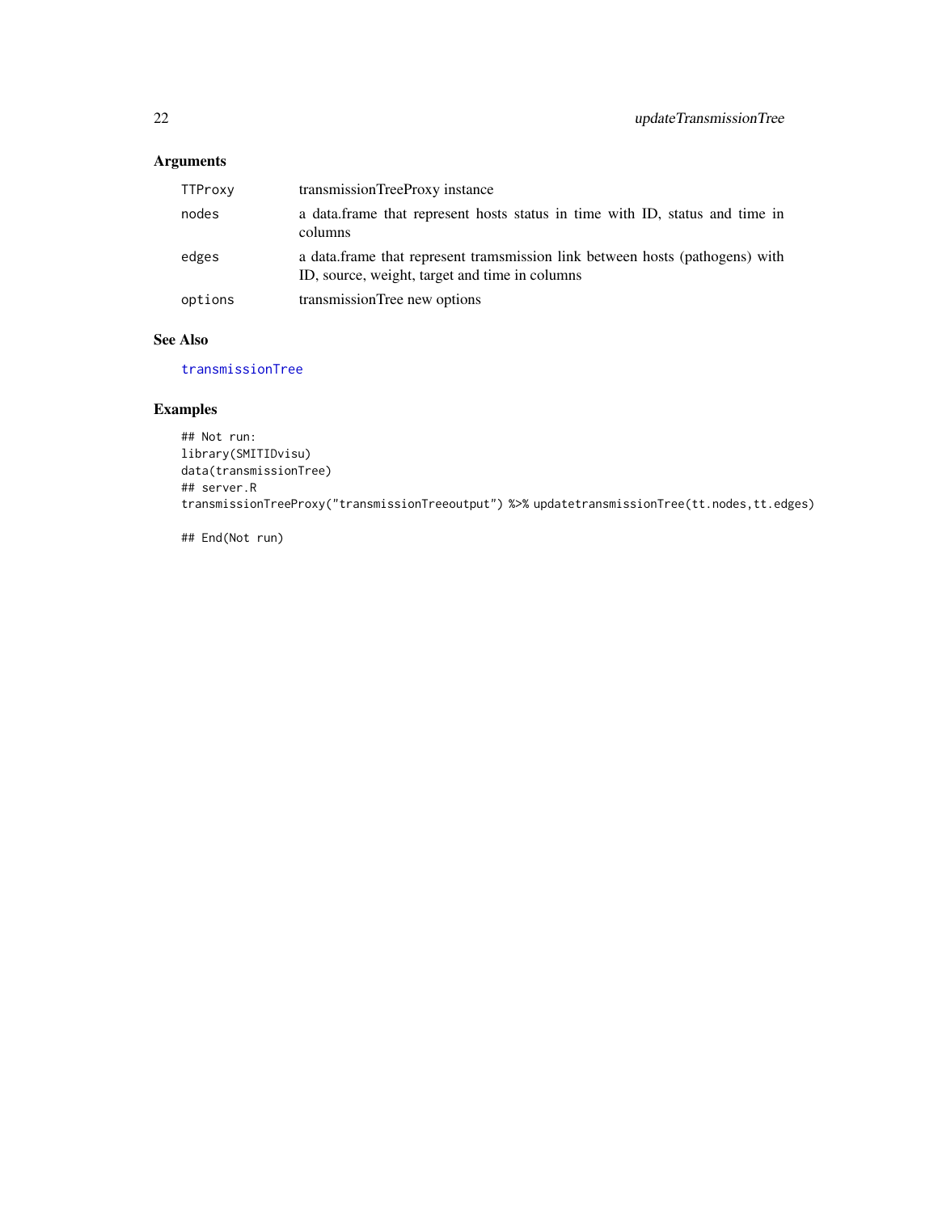## Arguments

| | |
|---|---|
| TTProxy | transmissionTreeProxy instance |
| nodes | a data.frame that represent hosts status in time with ID, status and time in columns |
| edges | a data.frame that represent tramsmission link between hosts (pathogens) with ID, source, weight, target and time in columns |
| options | transmissionTree new options |

## See Also

transmissionTree

## Examples

```
## Not run:
library(SMITIDvisu)
data(transmissionTree)
## server.R
transmissionTreeProxy("transmissionTreeoutput") %>% updatetransmissionTree(tt.nodes,tt.edges)

## End(Not run)
```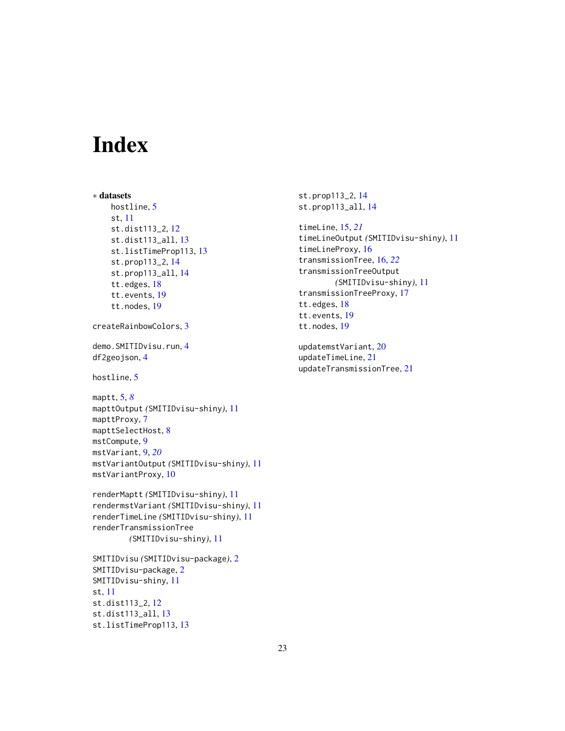# Index

∗ **datasets**
- hostline, 5
- st, 11
- st.dist113_2, 12
- st.dist113_all, 13
- st.listTimeProp113, 13
- st.prop113_2, 14
- st.prop113_all, 14
- tt.edges, 18
- tt.events, 19
- tt.nodes, 19

createRainbowColors, 3

demo.SMITIDvisu.run, 4
df2geojson, 4

hostline, 5

maptt, 5, *8*
mapttOutput *(*SMITIDvisu-shiny*)*, 11
mapttProxy, 7
mapttSelectHost, 8
mstCompute, 9
mstVariant, 9, *20*
mstVariantOutput *(*SMITIDvisu-shiny*)*, 11
mstVariantProxy, 10

renderMaptt *(*SMITIDvisu-shiny*)*, 11
rendermstVariant *(*SMITIDvisu-shiny*)*, 11
renderTimeLine *(*SMITIDvisu-shiny*)*, 11
renderTransmissionTree *(*SMITIDvisu-shiny*)*, 11

SMITIDvisu *(*SMITIDvisu-package*)*, 2
SMITIDvisu-package, 2
SMITIDvisu-shiny, 11
st, 11
st.dist113_2, 12
st.dist113_all, 13
st.listTimeProp113, 13
st.prop113_2, 14
st.prop113_all, 14

timeLine, 15, *21*
timeLineOutput *(*SMITIDvisu-shiny*)*, 11
timeLineProxy, 16
transmissionTree, 16, *22*
transmissionTreeOutput *(*SMITIDvisu-shiny*)*, 11
transmissionTreeProxy, 17
tt.edges, 18
tt.events, 19
tt.nodes, 19

updatemstVariant, 20
updateTimeLine, 21
updateTransmissionTree, 21